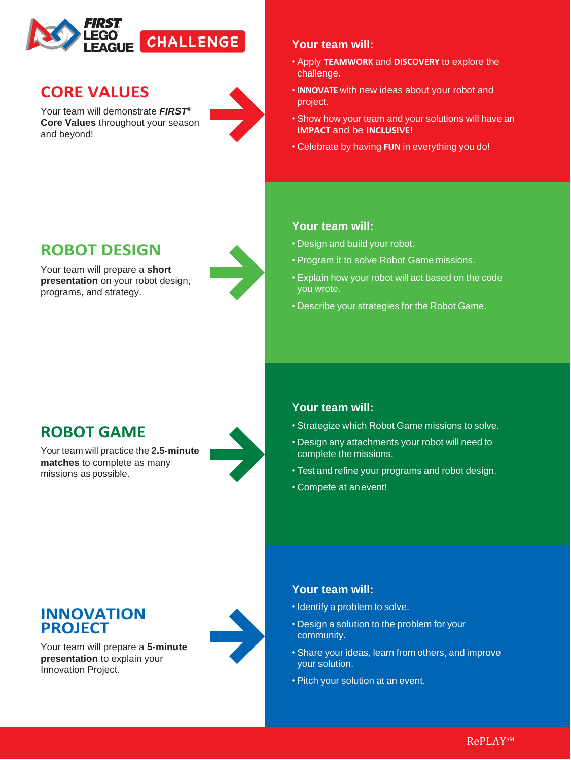FIRST LEGO LEAGUE CHALLENGE

## CORE VALUES

Your team will demonstrate ***FIRST*®** **Core Values** throughout your season and beyond!

**Your team will:**

- Apply **TEAMWORK** and **DISCOVERY** to explore the challenge.
- **INNOVATE** with new ideas about your robot and project.
- Show how your team and your solutions will have an **IMPACT** and be **INCLUSIVE**!
- Celebrate by having **FUN** in everything you do!

## ROBOT DESIGN

Your team will prepare a **short presentation** on your robot design, programs, and strategy.

**Your team will:**

- Design and build your robot.
- Program it to solve Robot Game missions.
- Explain how your robot will act based on the code you wrote.
- Describe your strategies for the Robot Game.

## ROBOT GAME

Your team will practice the **2.5-minute matches** to complete as many missions as possible.

**Your team will:**

- Strategize which Robot Game missions to solve.
- Design any attachments your robot will need to complete the missions.
- Test and refine your programs and robot design.
- Compete at an event!

## INNOVATION PROJECT

Your team will prepare a **5-minute presentation** to explain your Innovation Project.

**Your team will:**

- Identify a problem to solve.
- Design a solution to the problem for your community.
- Share your ideas, learn from others, and improve your solution.
- Pitch your solution at an event.

RePLAY℠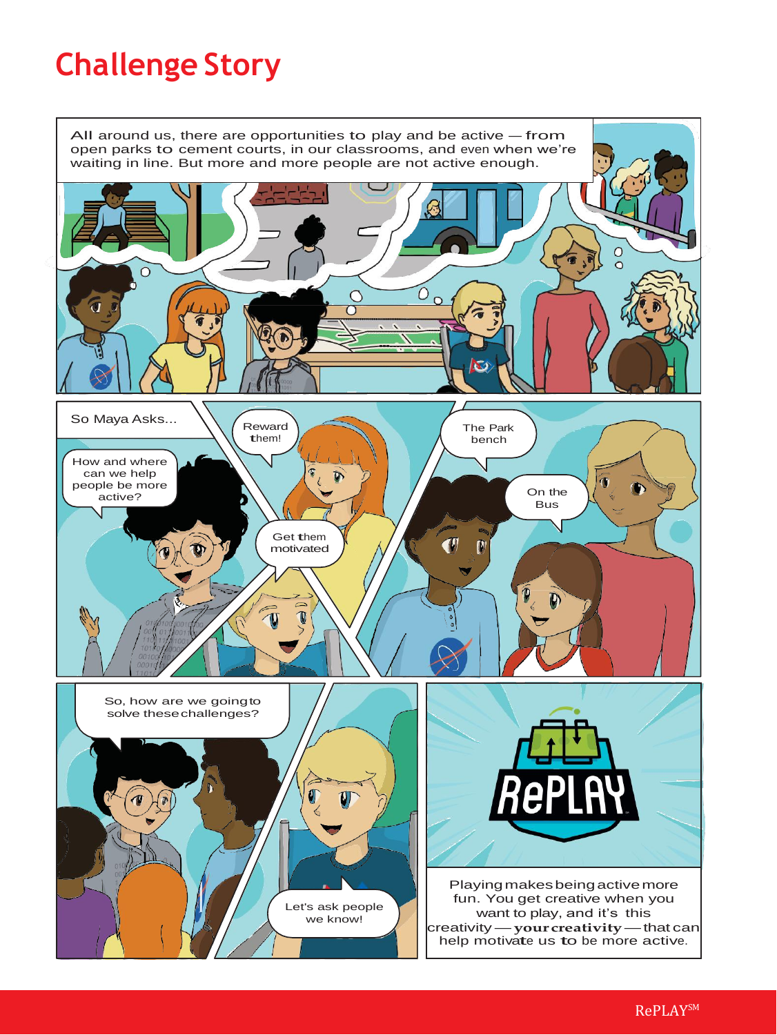# Challenge Story

All around us, there are opportunities to play and be active — from open parks to cement courts, in our classrooms, and even when we're waiting in line. But more and more people are not active enough.

So Maya Asks...

How and where can we help people be more active?

Reward them!

Get them motivated

The Park bench

On the Bus

So, how are we going to solve these challenges?

Let's ask people we know!

RePLAY

Playing makes being active more fun. You get creative when you want to play, and it's this creativity — **your creativity** — that can help motivate us to be more active.